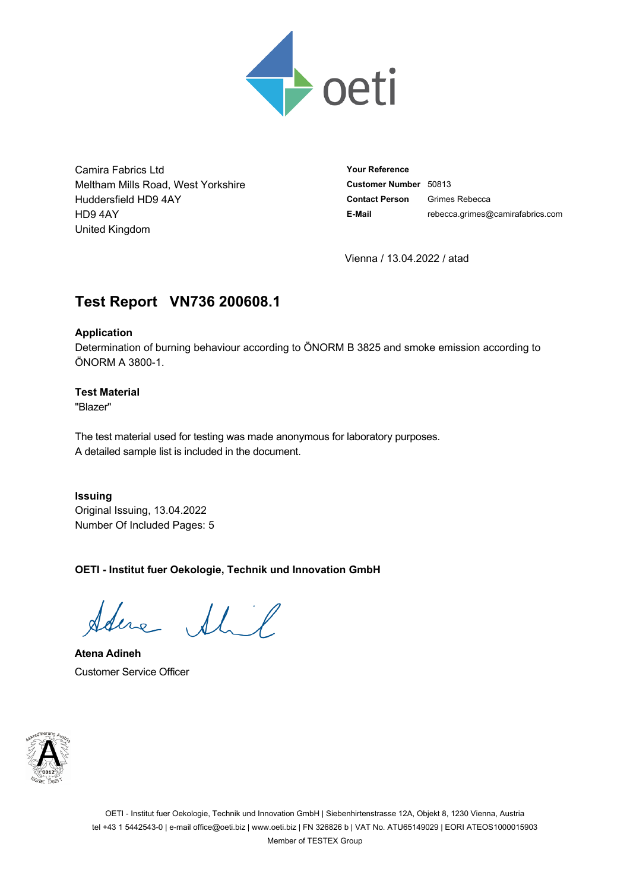oeti

Camira Fabrics Ltd
Meltham Mills Road, West Yorkshire
Huddersfield HD9 4AY
HD9 4AY
United Kingdom

| | |
|---|---|
| **Your Reference** | |
| **Customer Number** | 50813 |
| **Contact Person** | Grimes Rebecca |
| **E-Mail** | rebecca.grimes@camirafabrics.com |

Vienna / 13.04.2022 / atad

# Test Report VN736 200608.1

**Application**
Determination of burning behaviour according to ÖNORM B 3825 and smoke emission according to ÖNORM A 3800-1.

**Test Material**
"Blazer"

The test material used for testing was made anonymous for laboratory purposes.
A detailed sample list is included in the document.

**Issuing**
Original Issuing, 13.04.2022
Number Of Included Pages: 5

**OETI - Institut fuer Oekologie, Technik und Innovation GmbH**

**Atena Adineh**
Customer Service Officer

OETI - Institut fuer Oekologie, Technik und Innovation GmbH | Siebenhirtenstrasse 12A, Objekt 8, 1230 Vienna, Austria
tel +43 1 5442543-0 | e-mail office@oeti.biz | www.oeti.biz | FN 326826 b | VAT No. ATU65149029 | EORI ATEOS1000015903
Member of TESTEX Group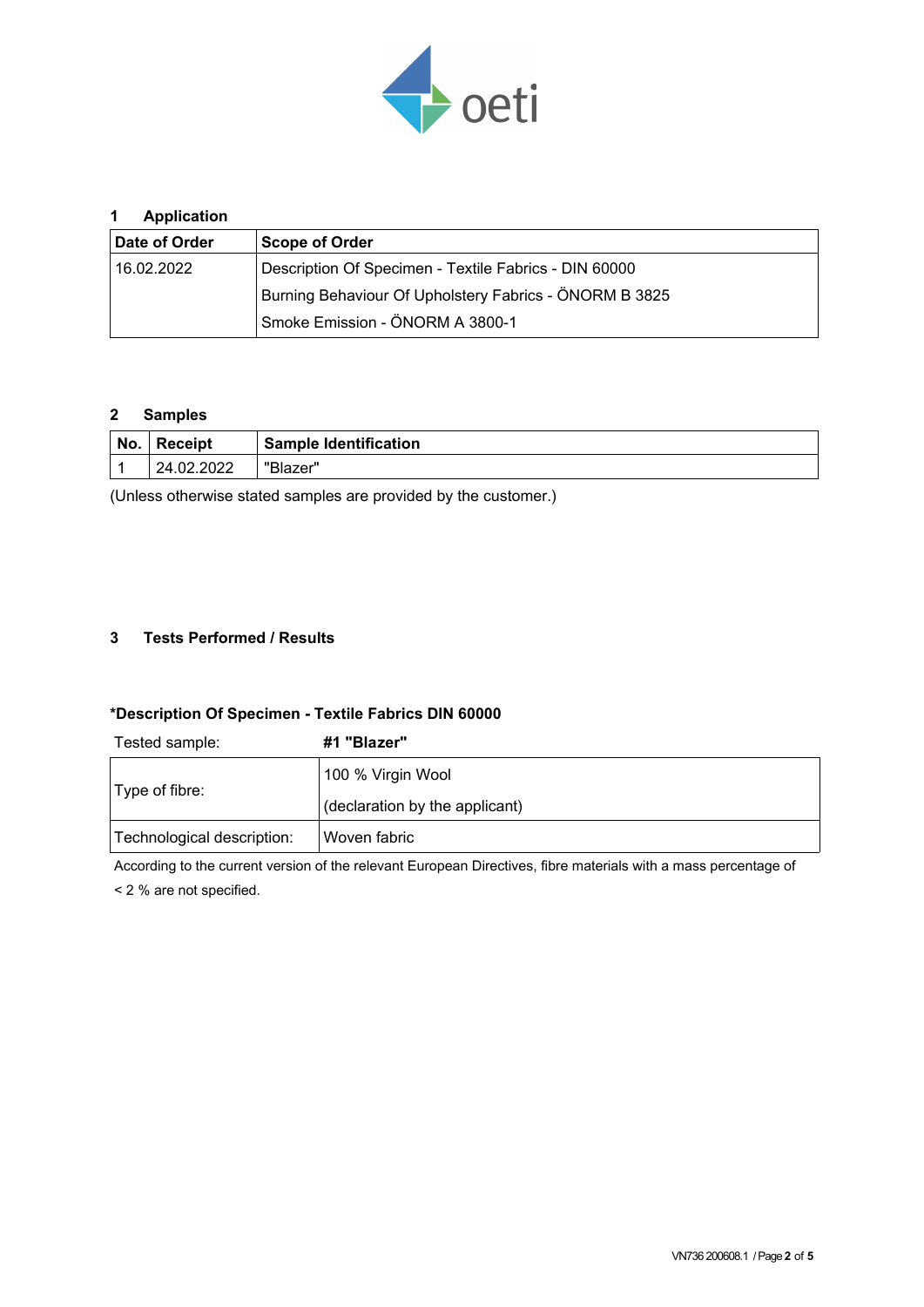## 1 Application

| Date of Order | Scope of Order |
| --- | --- |
| 16.02.2022 | Description Of Specimen - Textile Fabrics - DIN 60000 |
| | Burning Behaviour Of Upholstery Fabrics - ÖNORM B 3825 |
| | Smoke Emission - ÖNORM A 3800-1 |

## 2 Samples

| No. | Receipt | Sample Identification |
| --- | --- | --- |
| 1 | 24.02.2022 | "Blazer" |

(Unless otherwise stated samples are provided by the customer.)

## 3 Tests Performed / Results

### *Description Of Specimen - Textile Fabrics DIN 60000

| Tested sample: | **#1 "Blazer"** |
| --- | --- |
| Type of fibre: | 100 % Virgin Wool<br>(declaration by the applicant) |
| Technological description: | Woven fabric |

According to the current version of the relevant European Directives, fibre materials with a mass percentage of < 2 % are not specified.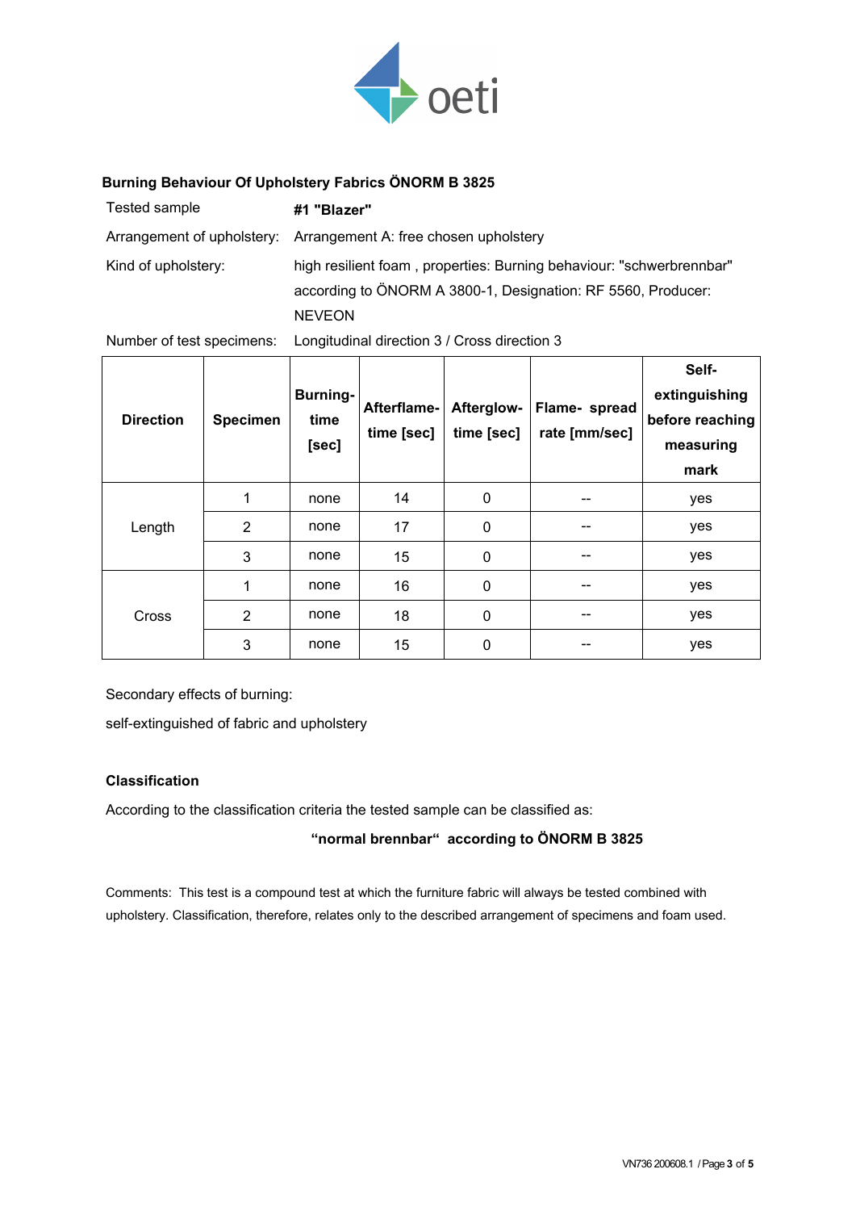## Burning Behaviour Of Upholstery Fabrics ÖNORM B 3825

| | |
|---|---|
| Tested sample | **#1 "Blazer"** |
| Arrangement of upholstery: | Arrangement A: free chosen upholstery |
| Kind of upholstery: | high resilient foam , properties: Burning behaviour: "schwerbrennbar" according to ÖNORM A 3800-1, Designation: RF 5560, Producer: NEVEON |
| Number of test specimens: | Longitudinal direction 3 / Cross direction 3 |

| Direction | Specimen | Burning-time [sec] | Afterflame-time [sec] | Afterglow-time [sec] | Flame- spread rate [mm/sec] | Self-extinguishing before reaching measuring mark |
|---|---|---|---|---|---|---|
| Length | 1 | none | 14 | 0 | -- | yes |
| | 2 | none | 17 | 0 | -- | yes |
| | 3 | none | 15 | 0 | -- | yes |
| Cross | 1 | none | 16 | 0 | -- | yes |
| | 2 | none | 18 | 0 | -- | yes |
| | 3 | none | 15 | 0 | -- | yes |

Secondary effects of burning:

self-extinguished of fabric and upholstery

### Classification

According to the classification criteria the tested sample can be classified as:

**"normal brennbar" according to ÖNORM B 3825**

Comments: This test is a compound test at which the furniture fabric will always be tested combined with upholstery. Classification, therefore, relates only to the described arrangement of specimens and foam used.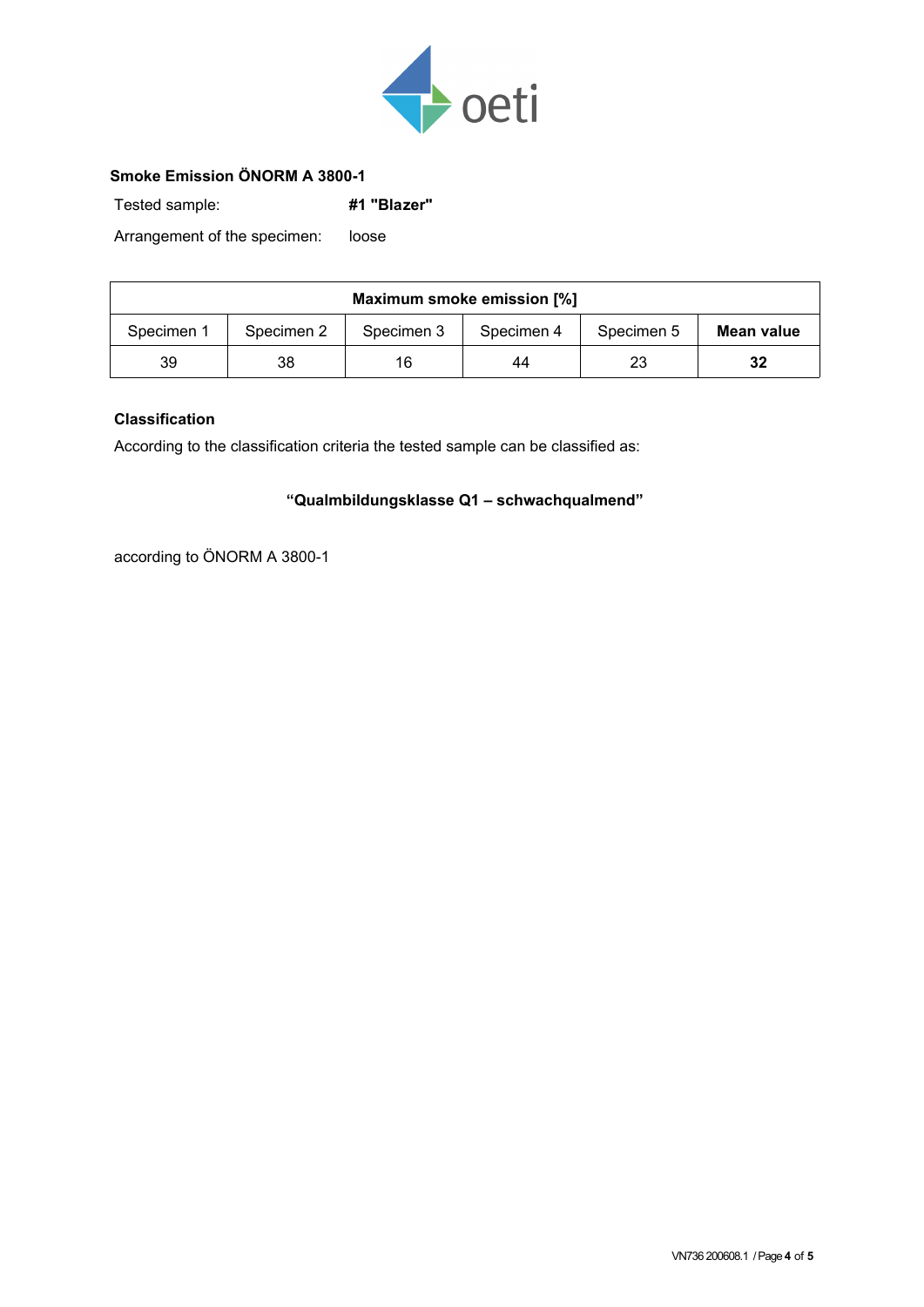## Smoke Emission ÖNORM A 3800-1

Tested sample: **#1 "Blazer"**

Arrangement of the specimen: loose

| Maximum smoke emission [%] | | | | | |
|---|---|---|---|---|---|
| Specimen 1 | Specimen 2 | Specimen 3 | Specimen 4 | Specimen 5 | **Mean value** |
| 39 | 38 | 16 | 44 | 23 | **32** |

### Classification

According to the classification criteria the tested sample can be classified as:

**"Qualmbildungsklasse Q1 – schwachqualmend"**

according to ÖNORM A 3800-1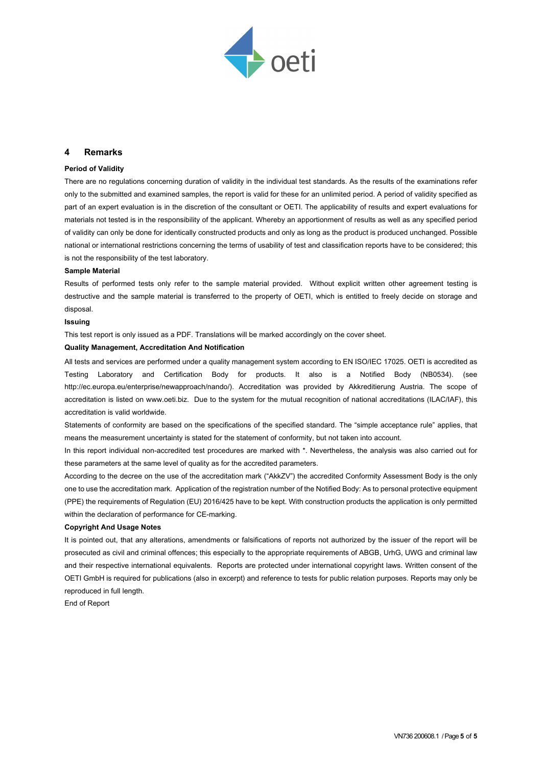## 4 Remarks

**Period of Validity**

There are no regulations concerning duration of validity in the individual test standards. As the results of the examinations refer only to the submitted and examined samples, the report is valid for these for an unlimited period. A period of validity specified as part of an expert evaluation is in the discretion of the consultant or OETI. The applicability of results and expert evaluations for materials not tested is in the responsibility of the applicant. Whereby an apportionment of results as well as any specified period of validity can only be done for identically constructed products and only as long as the product is produced unchanged. Possible national or international restrictions concerning the terms of usability of test and classification reports have to be considered; this is not the responsibility of the test laboratory.

**Sample Material**

Results of performed tests only refer to the sample material provided. Without explicit written other agreement testing is destructive and the sample material is transferred to the property of OETI, which is entitled to freely decide on storage and disposal.

**Issuing**

This test report is only issued as a PDF. Translations will be marked accordingly on the cover sheet.

**Quality Management, Accreditation And Notification**

All tests and services are performed under a quality management system according to EN ISO/IEC 17025. OETI is accredited as Testing Laboratory and Certification Body for products. It also is a Notified Body (NB0534). (see http://ec.europa.eu/enterprise/newapproach/nando/). Accreditation was provided by Akkreditierung Austria. The scope of accreditation is listed on www.oeti.biz. Due to the system for the mutual recognition of national accreditations (ILAC/IAF), this accreditation is valid worldwide.

Statements of conformity are based on the specifications of the specified standard. The "simple acceptance rule" applies, that means the measurement uncertainty is stated for the statement of conformity, but not taken into account.

In this report individual non-accredited test procedures are marked with *. Nevertheless, the analysis was also carried out for these parameters at the same level of quality as for the accredited parameters.

According to the decree on the use of the accreditation mark ("AkkZV") the accredited Conformity Assessment Body is the only one to use the accreditation mark. Application of the registration number of the Notified Body: As to personal protective equipment (PPE) the requirements of Regulation (EU) 2016/425 have to be kept. With construction products the application is only permitted within the declaration of performance for CE-marking.

**Copyright And Usage Notes**

It is pointed out, that any alterations, amendments or falsifications of reports not authorized by the issuer of the report will be prosecuted as civil and criminal offences; this especially to the appropriate requirements of ABGB, UrhG, UWG and criminal law and their respective international equivalents. Reports are protected under international copyright laws. Written consent of the OETI GmbH is required for publications (also in excerpt) and reference to tests for public relation purposes. Reports may only be reproduced in full length.

End of Report